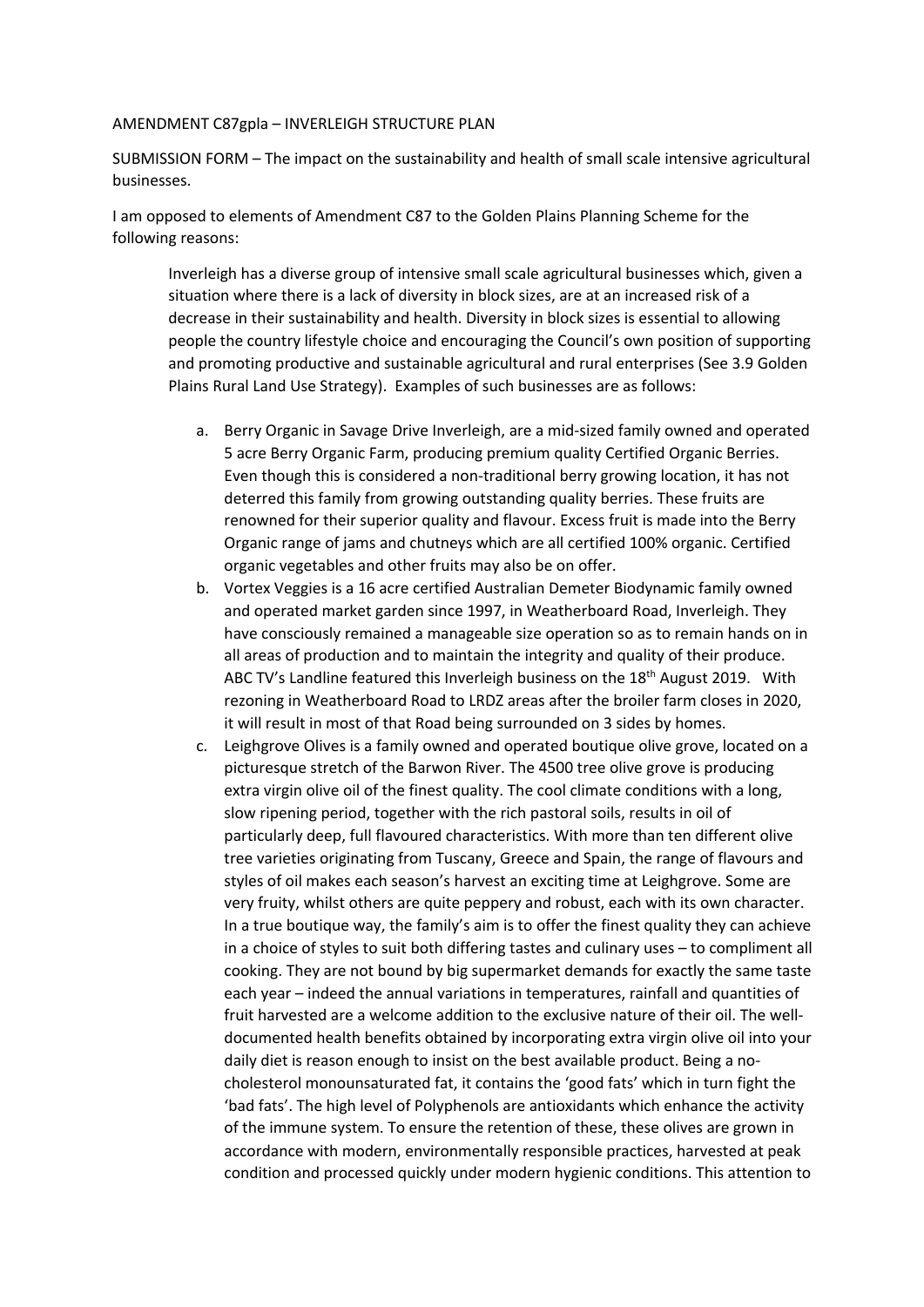AMENDMENT C87gpla – INVERLEIGH STRUCTURE PLAN

SUBMISSION FORM – The impact on the sustainability and health of small scale intensive agricultural businesses.

I am opposed to elements of Amendment C87 to the Golden Plains Planning Scheme for the following reasons:

> Inverleigh has a diverse group of intensive small scale agricultural businesses which, given a situation where there is a lack of diversity in block sizes, are at an increased risk of a decrease in their sustainability and health. Diversity in block sizes is essential to allowing people the country lifestyle choice and encouraging the Council's own position of supporting and promoting productive and sustainable agricultural and rural enterprises (See 3.9 Golden Plains Rural Land Use Strategy). Examples of such businesses are as follows:
>
> a. Berry Organic in Savage Drive Inverleigh, are a mid-sized family owned and operated 5 acre Berry Organic Farm, producing premium quality Certified Organic Berries. Even though this is considered a non-traditional berry growing location, it has not deterred this family from growing outstanding quality berries. These fruits are renowned for their superior quality and flavour. Excess fruit is made into the Berry Organic range of jams and chutneys which are all certified 100% organic. Certified organic vegetables and other fruits may also be on offer.
> b. Vortex Veggies is a 16 acre certified Australian Demeter Biodynamic family owned and operated market garden since 1997, in Weatherboard Road, Inverleigh. They have consciously remained a manageable size operation so as to remain hands on in all areas of production and to maintain the integrity and quality of their produce. ABC TV's Landline featured this Inverleigh business on the 18th August 2019. With rezoning in Weatherboard Road to LRDZ areas after the broiler farm closes in 2020, it will result in most of that Road being surrounded on 3 sides by homes.
> c. Leighgrove Olives is a family owned and operated boutique olive grove, located on a picturesque stretch of the Barwon River. The 4500 tree olive grove is producing extra virgin olive oil of the finest quality. The cool climate conditions with a long, slow ripening period, together with the rich pastoral soils, results in oil of particularly deep, full flavoured characteristics. With more than ten different olive tree varieties originating from Tuscany, Greece and Spain, the range of flavours and styles of oil makes each season's harvest an exciting time at Leighgrove. Some are very fruity, whilst others are quite peppery and robust, each with its own character. In a true boutique way, the family's aim is to offer the finest quality they can achieve in a choice of styles to suit both differing tastes and culinary uses – to compliment all cooking. They are not bound by big supermarket demands for exactly the same taste each year – indeed the annual variations in temperatures, rainfall and quantities of fruit harvested are a welcome addition to the exclusive nature of their oil. The well-documented health benefits obtained by incorporating extra virgin olive oil into your daily diet is reason enough to insist on the best available product. Being a no-cholesterol monounsaturated fat, it contains the 'good fats' which in turn fight the 'bad fats'. The high level of Polyphenols are antioxidants which enhance the activity of the immune system. To ensure the retention of these, these olives are grown in accordance with modern, environmentally responsible practices, harvested at peak condition and processed quickly under modern hygienic conditions. This attention to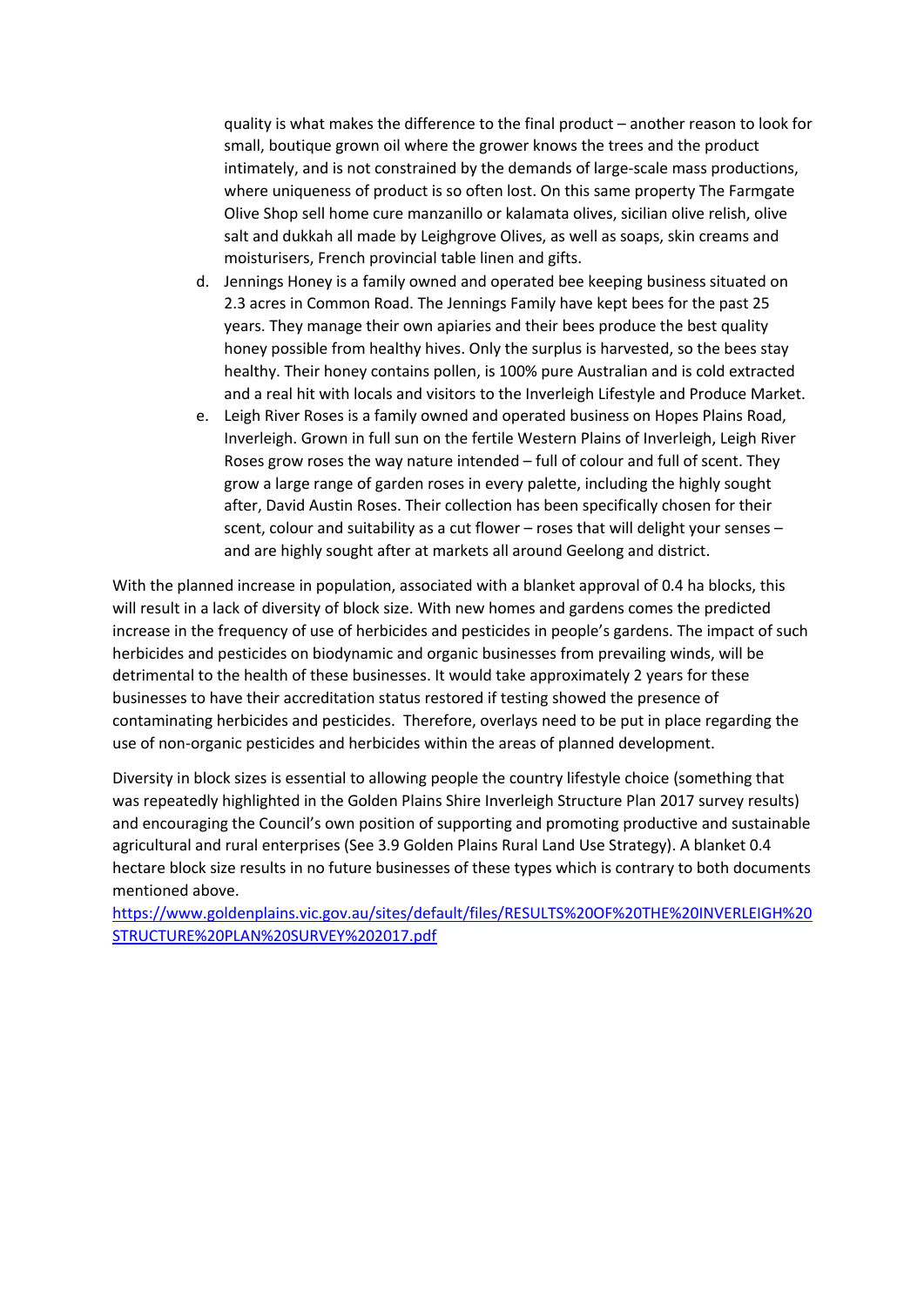quality is what makes the difference to the final product – another reason to look for small, boutique grown oil where the grower knows the trees and the product intimately, and is not constrained by the demands of large-scale mass productions, where uniqueness of product is so often lost. On this same property The Farmgate Olive Shop sell home cure manzanillo or kalamata olives, sicilian olive relish, olive salt and dukkah all made by Leighgrove Olives, as well as soaps, skin creams and moisturisers, French provincial table linen and gifts.

d. Jennings Honey is a family owned and operated bee keeping business situated on 2.3 acres in Common Road. The Jennings Family have kept bees for the past 25 years. They manage their own apiaries and their bees produce the best quality honey possible from healthy hives. Only the surplus is harvested, so the bees stay healthy. Their honey contains pollen, is 100% pure Australian and is cold extracted and a real hit with locals and visitors to the Inverleigh Lifestyle and Produce Market.
e. Leigh River Roses is a family owned and operated business on Hopes Plains Road, Inverleigh. Grown in full sun on the fertile Western Plains of Inverleigh, Leigh River Roses grow roses the way nature intended – full of colour and full of scent. They grow a large range of garden roses in every palette, including the highly sought after, David Austin Roses. Their collection has been specifically chosen for their scent, colour and suitability as a cut flower – roses that will delight your senses – and are highly sought after at markets all around Geelong and district.

With the planned increase in population, associated with a blanket approval of 0.4 ha blocks, this will result in a lack of diversity of block size. With new homes and gardens comes the predicted increase in the frequency of use of herbicides and pesticides in people's gardens. The impact of such herbicides and pesticides on biodynamic and organic businesses from prevailing winds, will be detrimental to the health of these businesses. It would take approximately 2 years for these businesses to have their accreditation status restored if testing showed the presence of contaminating herbicides and pesticides. Therefore, overlays need to be put in place regarding the use of non-organic pesticides and herbicides within the areas of planned development.

Diversity in block sizes is essential to allowing people the country lifestyle choice (something that was repeatedly highlighted in the Golden Plains Shire Inverleigh Structure Plan 2017 survey results) and encouraging the Council's own position of supporting and promoting productive and sustainable agricultural and rural enterprises (See 3.9 Golden Plains Rural Land Use Strategy). A blanket 0.4 hectare block size results in no future businesses of these types which is contrary to both documents mentioned above.
https://www.goldenplains.vic.gov.au/sites/default/files/RESULTS%20OF%20THE%20INVERLEIGH%20STRUCTURE%20PLAN%20SURVEY%202017.pdf